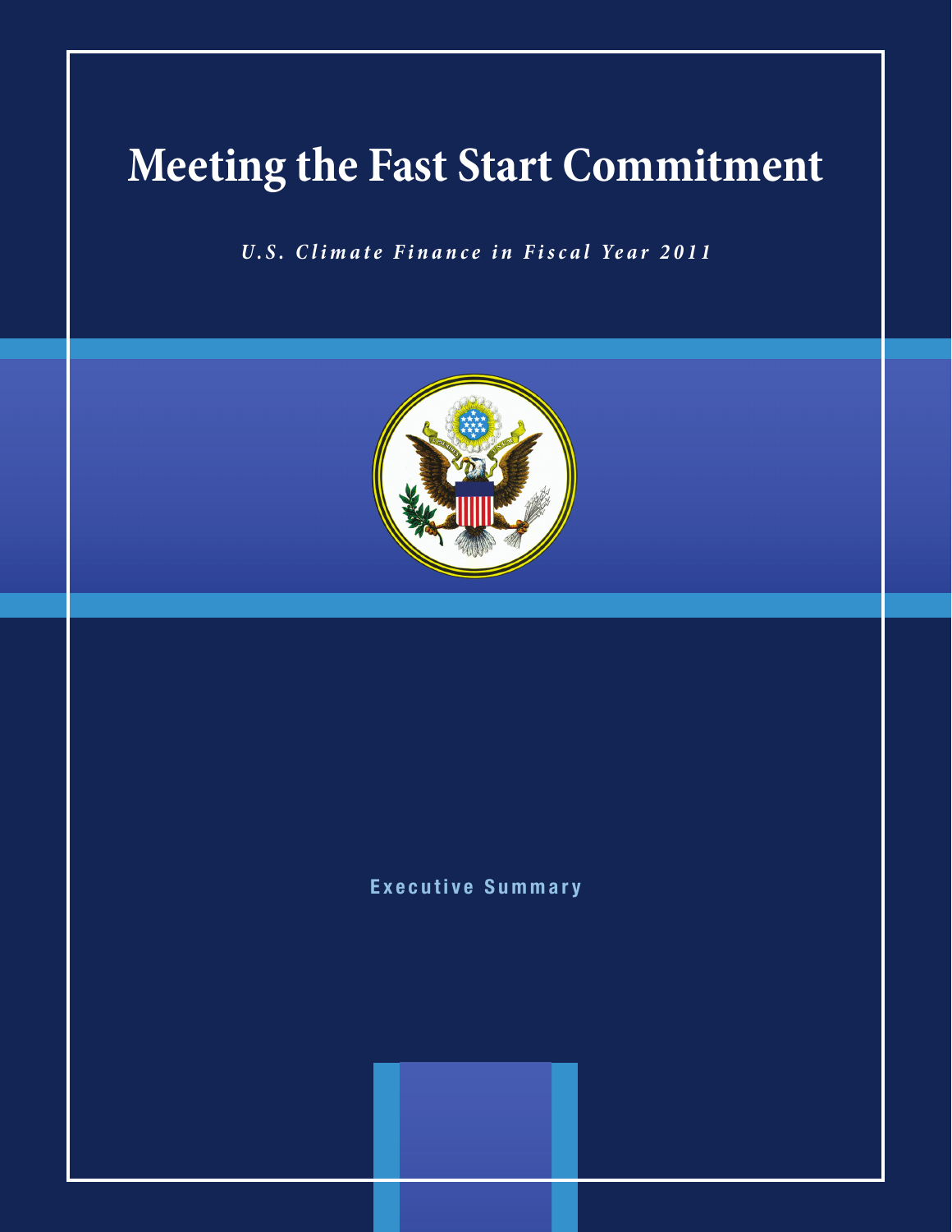# Meeting the Fast Start Commitment

*U.S. Climate Finance in Fiscal Year 2011*

**Executive Summary**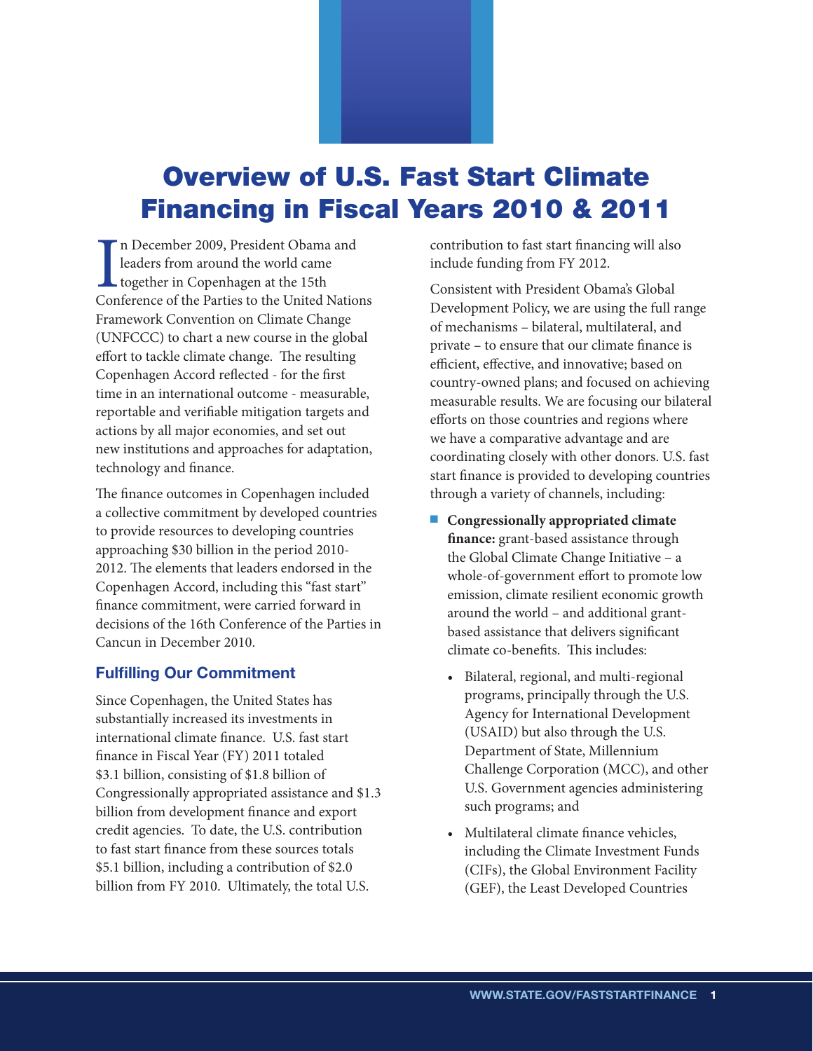# Overview of U.S. Fast Start Climate Financing in Fiscal Years 2010 & 2011

In December 2009, President Obama and leaders from around the world came together in Copenhagen at the 15th Conference of the Parties to the United Nations Framework Convention on Climate Change (UNFCCC) to chart a new course in the global effort to tackle climate change. The resulting Copenhagen Accord reflected - for the first time in an international outcome - measurable, reportable and verifiable mitigation targets and actions by all major economies, and set out new institutions and approaches for adaptation, technology and finance.

The finance outcomes in Copenhagen included a collective commitment by developed countries to provide resources to developing countries approaching $30 billion in the period 2010-2012. The elements that leaders endorsed in the Copenhagen Accord, including this "fast start" finance commitment, were carried forward in decisions of the 16th Conference of the Parties in Cancun in December 2010.

## Fulfilling Our Commitment

Since Copenhagen, the United States has substantially increased its investments in international climate finance. U.S. fast start finance in Fiscal Year (FY) 2011 totaled $3.1 billion, consisting of $1.8 billion of Congressionally appropriated assistance and $1.3 billion from development finance and export credit agencies. To date, the U.S. contribution to fast start finance from these sources totals $5.1 billion, including a contribution of $2.0 billion from FY 2010. Ultimately, the total U.S. contribution to fast start financing will also include funding from FY 2012.

Consistent with President Obama's Global Development Policy, we are using the full range of mechanisms – bilateral, multilateral, and private – to ensure that our climate finance is efficient, effective, and innovative; based on country-owned plans; and focused on achieving measurable results. We are focusing our bilateral efforts on those countries and regions where we have a comparative advantage and are coordinating closely with other donors. U.S. fast start finance is provided to developing countries through a variety of channels, including:

- **Congressionally appropriated climate finance:** grant-based assistance through the Global Climate Change Initiative – a whole-of-government effort to promote low emission, climate resilient economic growth around the world – and additional grant-based assistance that delivers significant climate co-benefits. This includes:
  - Bilateral, regional, and multi-regional programs, principally through the U.S. Agency for International Development (USAID) but also through the U.S. Department of State, Millennium Challenge Corporation (MCC), and other U.S. Government agencies administering such programs; and
  - Multilateral climate finance vehicles, including the Climate Investment Funds (CIFs), the Global Environment Facility (GEF), the Least Developed Countries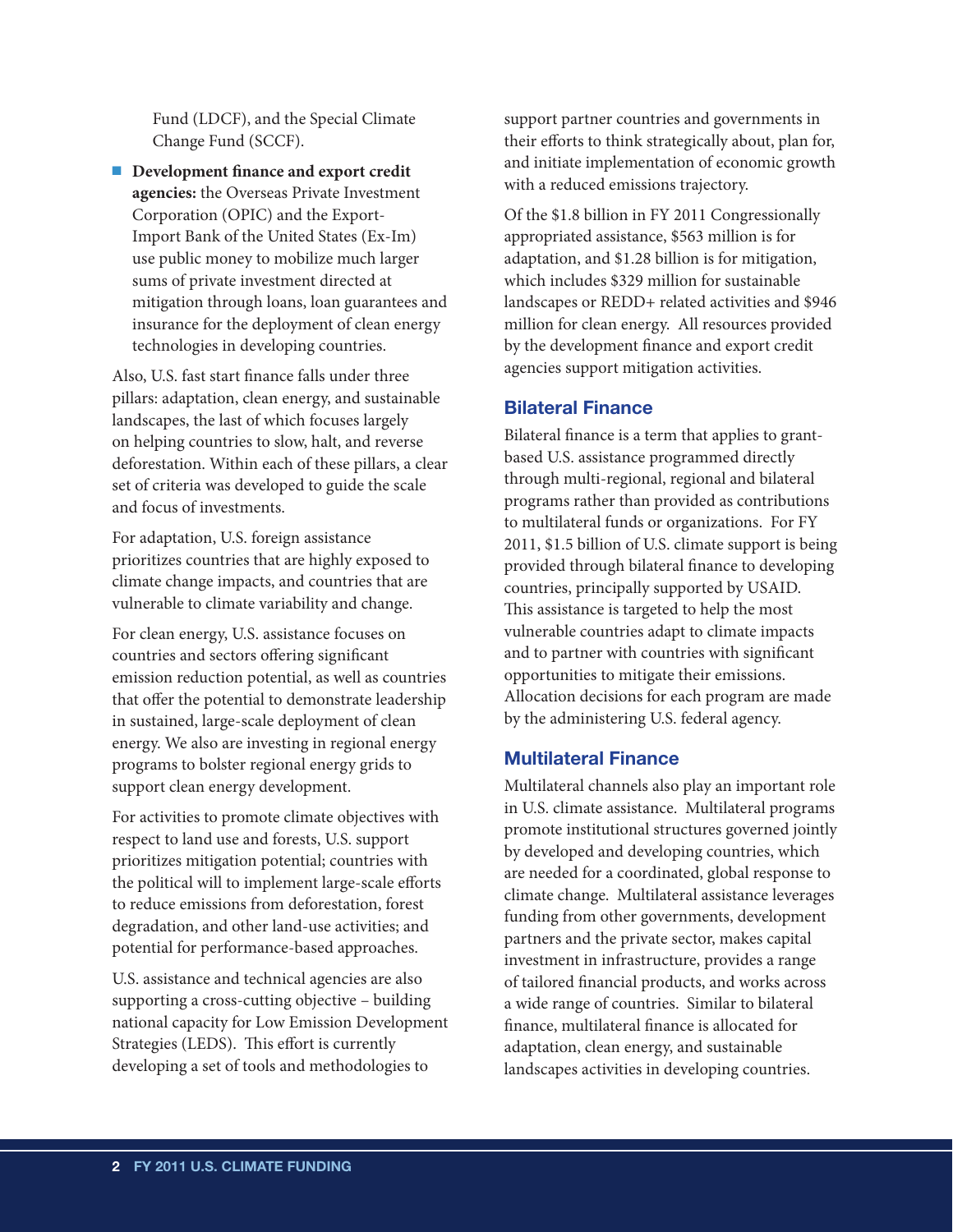Fund (LDCF), and the Special Climate Change Fund (SCCF).

- **Development finance and export credit agencies:** the Overseas Private Investment Corporation (OPIC) and the Export-Import Bank of the United States (Ex-Im) use public money to mobilize much larger sums of private investment directed at mitigation through loans, loan guarantees and insurance for the deployment of clean energy technologies in developing countries.

Also, U.S. fast start finance falls under three pillars: adaptation, clean energy, and sustainable landscapes, the last of which focuses largely on helping countries to slow, halt, and reverse deforestation. Within each of these pillars, a clear set of criteria was developed to guide the scale and focus of investments.

For adaptation, U.S. foreign assistance prioritizes countries that are highly exposed to climate change impacts, and countries that are vulnerable to climate variability and change.

For clean energy, U.S. assistance focuses on countries and sectors offering significant emission reduction potential, as well as countries that offer the potential to demonstrate leadership in sustained, large-scale deployment of clean energy. We also are investing in regional energy programs to bolster regional energy grids to support clean energy development.

For activities to promote climate objectives with respect to land use and forests, U.S. support prioritizes mitigation potential; countries with the political will to implement large-scale efforts to reduce emissions from deforestation, forest degradation, and other land-use activities; and potential for performance-based approaches.

U.S. assistance and technical agencies are also supporting a cross-cutting objective – building national capacity for Low Emission Development Strategies (LEDS). This effort is currently developing a set of tools and methodologies to support partner countries and governments in their efforts to think strategically about, plan for, and initiate implementation of economic growth with a reduced emissions trajectory.

Of the $1.8 billion in FY 2011 Congressionally appropriated assistance, $563 million is for adaptation, and $1.28 billion is for mitigation, which includes $329 million for sustainable landscapes or REDD+ related activities and $946 million for clean energy. All resources provided by the development finance and export credit agencies support mitigation activities.

## Bilateral Finance

Bilateral finance is a term that applies to grant-based U.S. assistance programmed directly through multi-regional, regional and bilateral programs rather than provided as contributions to multilateral funds or organizations. For FY 2011, $1.5 billion of U.S. climate support is being provided through bilateral finance to developing countries, principally supported by USAID. This assistance is targeted to help the most vulnerable countries adapt to climate impacts and to partner with countries with significant opportunities to mitigate their emissions. Allocation decisions for each program are made by the administering U.S. federal agency.

## Multilateral Finance

Multilateral channels also play an important role in U.S. climate assistance. Multilateral programs promote institutional structures governed jointly by developed and developing countries, which are needed for a coordinated, global response to climate change. Multilateral assistance leverages funding from other governments, development partners and the private sector, makes capital investment in infrastructure, provides a range of tailored financial products, and works across a wide range of countries. Similar to bilateral finance, multilateral finance is allocated for adaptation, clean energy, and sustainable landscapes activities in developing countries.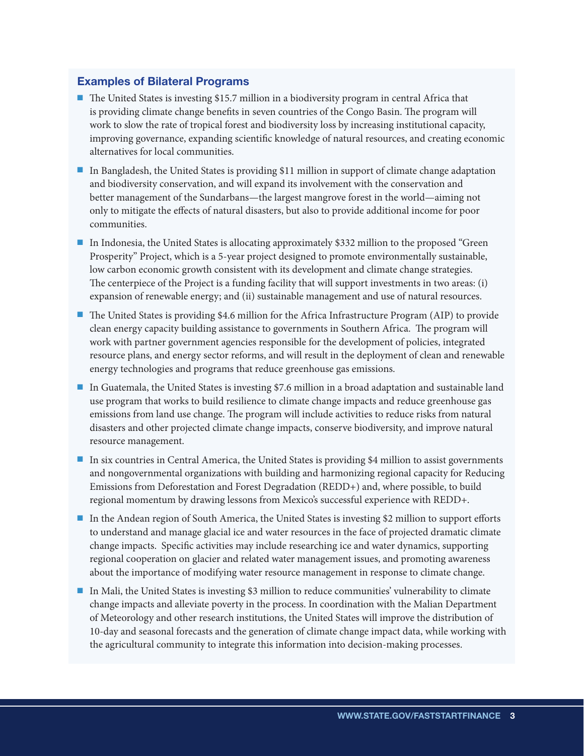### Examples of Bilateral Programs

- The United States is investing $15.7 million in a biodiversity program in central Africa that is providing climate change benefits in seven countries of the Congo Basin. The program will work to slow the rate of tropical forest and biodiversity loss by increasing institutional capacity, improving governance, expanding scientific knowledge of natural resources, and creating economic alternatives for local communities.
- In Bangladesh, the United States is providing $11 million in support of climate change adaptation and biodiversity conservation, and will expand its involvement with the conservation and better management of the Sundarbans—the largest mangrove forest in the world—aiming not only to mitigate the effects of natural disasters, but also to provide additional income for poor communities.
- In Indonesia, the United States is allocating approximately $332 million to the proposed "Green Prosperity" Project, which is a 5-year project designed to promote environmentally sustainable, low carbon economic growth consistent with its development and climate change strategies. The centerpiece of the Project is a funding facility that will support investments in two areas: (i) expansion of renewable energy; and (ii) sustainable management and use of natural resources.
- The United States is providing $4.6 million for the Africa Infrastructure Program (AIP) to provide clean energy capacity building assistance to governments in Southern Africa. The program will work with partner government agencies responsible for the development of policies, integrated resource plans, and energy sector reforms, and will result in the deployment of clean and renewable energy technologies and programs that reduce greenhouse gas emissions.
- In Guatemala, the United States is investing $7.6 million in a broad adaptation and sustainable land use program that works to build resilience to climate change impacts and reduce greenhouse gas emissions from land use change. The program will include activities to reduce risks from natural disasters and other projected climate change impacts, conserve biodiversity, and improve natural resource management.
- In six countries in Central America, the United States is providing $4 million to assist governments and nongovernmental organizations with building and harmonizing regional capacity for Reducing Emissions from Deforestation and Forest Degradation (REDD+) and, where possible, to build regional momentum by drawing lessons from Mexico's successful experience with REDD+.
- In the Andean region of South America, the United States is investing $2 million to support efforts to understand and manage glacial ice and water resources in the face of projected dramatic climate change impacts. Specific activities may include researching ice and water dynamics, supporting regional cooperation on glacier and related water management issues, and promoting awareness about the importance of modifying water resource management in response to climate change.
- In Mali, the United States is investing $3 million to reduce communities' vulnerability to climate change impacts and alleviate poverty in the process. In coordination with the Malian Department of Meteorology and other research institutions, the United States will improve the distribution of 10-day and seasonal forecasts and the generation of climate change impact data, while working with the agricultural community to integrate this information into decision-making processes.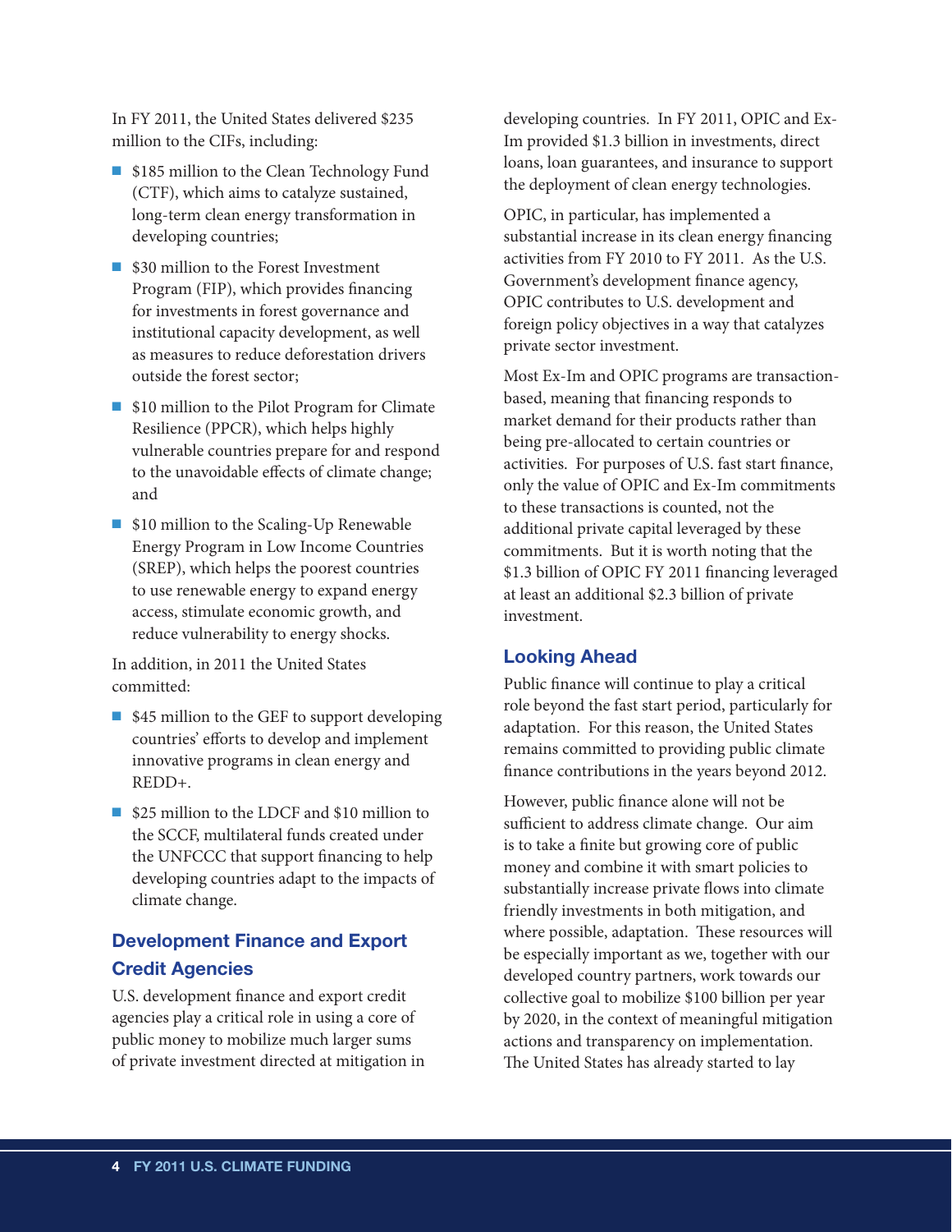In FY 2011, the United States delivered $235 million to the CIFs, including:

- $185 million to the Clean Technology Fund (CTF), which aims to catalyze sustained, long-term clean energy transformation in developing countries;
- $30 million to the Forest Investment Program (FIP), which provides financing for investments in forest governance and institutional capacity development, as well as measures to reduce deforestation drivers outside the forest sector;
- $10 million to the Pilot Program for Climate Resilience (PPCR), which helps highly vulnerable countries prepare for and respond to the unavoidable effects of climate change; and
- $10 million to the Scaling-Up Renewable Energy Program in Low Income Countries (SREP), which helps the poorest countries to use renewable energy to expand energy access, stimulate economic growth, and reduce vulnerability to energy shocks.

In addition, in 2011 the United States committed:

- $45 million to the GEF to support developing countries' efforts to develop and implement innovative programs in clean energy and REDD+.
- $25 million to the LDCF and $10 million to the SCCF, multilateral funds created under the UNFCCC that support financing to help developing countries adapt to the impacts of climate change.

## Development Finance and Export Credit Agencies

U.S. development finance and export credit agencies play a critical role in using a core of public money to mobilize much larger sums of private investment directed at mitigation in developing countries. In FY 2011, OPIC and Ex-Im provided $1.3 billion in investments, direct loans, loan guarantees, and insurance to support the deployment of clean energy technologies.

OPIC, in particular, has implemented a substantial increase in its clean energy financing activities from FY 2010 to FY 2011. As the U.S. Government's development finance agency, OPIC contributes to U.S. development and foreign policy objectives in a way that catalyzes private sector investment.

Most Ex-Im and OPIC programs are transaction-based, meaning that financing responds to market demand for their products rather than being pre-allocated to certain countries or activities. For purposes of U.S. fast start finance, only the value of OPIC and Ex-Im commitments to these transactions is counted, not the additional private capital leveraged by these commitments. But it is worth noting that the $1.3 billion of OPIC FY 2011 financing leveraged at least an additional $2.3 billion of private investment.

## Looking Ahead

Public finance will continue to play a critical role beyond the fast start period, particularly for adaptation. For this reason, the United States remains committed to providing public climate finance contributions in the years beyond 2012.

However, public finance alone will not be sufficient to address climate change. Our aim is to take a finite but growing core of public money and combine it with smart policies to substantially increase private flows into climate friendly investments in both mitigation, and where possible, adaptation. These resources will be especially important as we, together with our developed country partners, work towards our collective goal to mobilize $100 billion per year by 2020, in the context of meaningful mitigation actions and transparency on implementation. The United States has already started to lay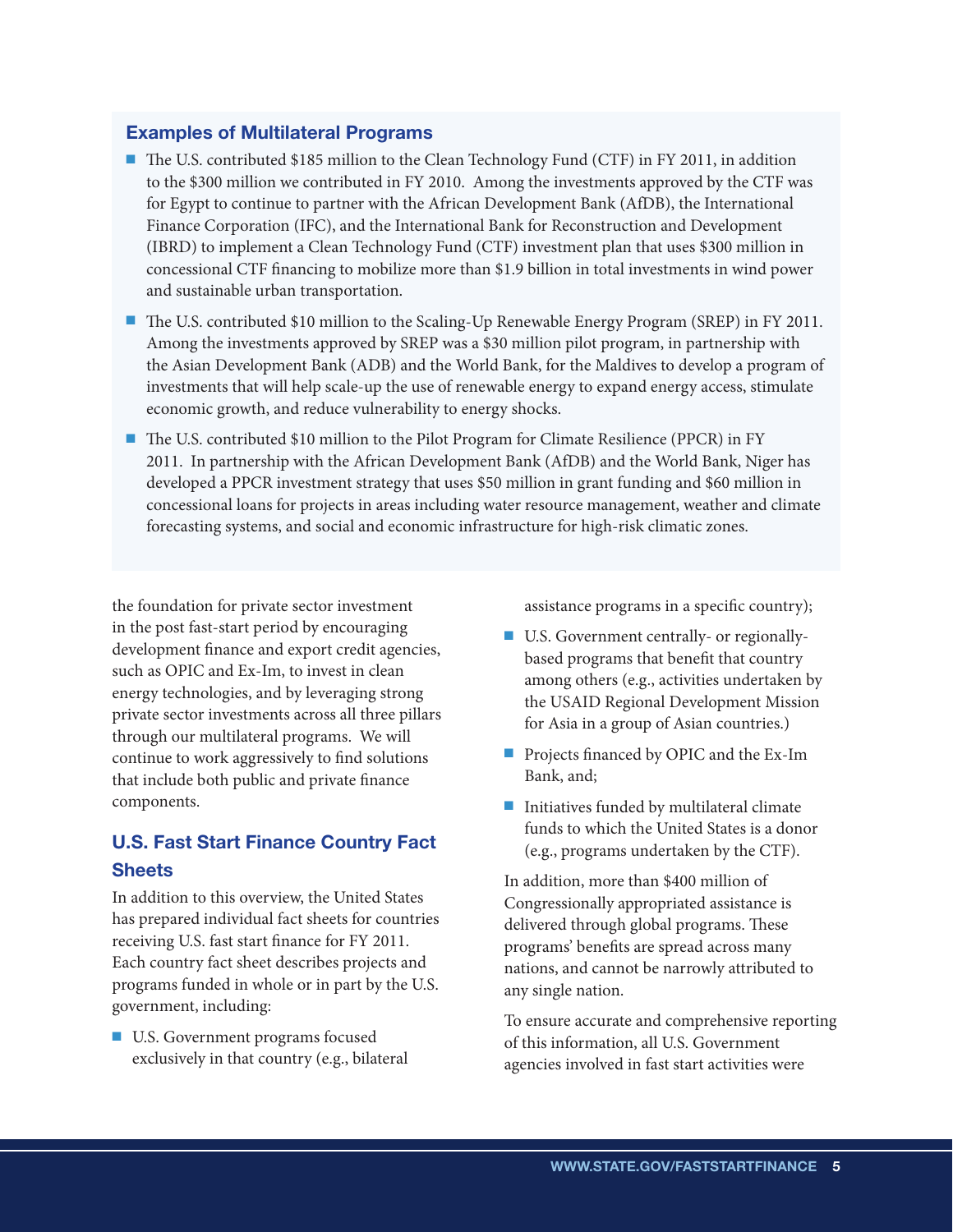### Examples of Multilateral Programs

- The U.S. contributed $185 million to the Clean Technology Fund (CTF) in FY 2011, in addition to the $300 million we contributed in FY 2010. Among the investments approved by the CTF was for Egypt to continue to partner with the African Development Bank (AfDB), the International Finance Corporation (IFC), and the International Bank for Reconstruction and Development (IBRD) to implement a Clean Technology Fund (CTF) investment plan that uses $300 million in concessional CTF financing to mobilize more than $1.9 billion in total investments in wind power and sustainable urban transportation.
- The U.S. contributed $10 million to the Scaling-Up Renewable Energy Program (SREP) in FY 2011. Among the investments approved by SREP was a $30 million pilot program, in partnership with the Asian Development Bank (ADB) and the World Bank, for the Maldives to develop a program of investments that will help scale-up the use of renewable energy to expand energy access, stimulate economic growth, and reduce vulnerability to energy shocks.
- The U.S. contributed $10 million to the Pilot Program for Climate Resilience (PPCR) in FY 2011. In partnership with the African Development Bank (AfDB) and the World Bank, Niger has developed a PPCR investment strategy that uses $50 million in grant funding and $60 million in concessional loans for projects in areas including water resource management, weather and climate forecasting systems, and social and economic infrastructure for high-risk climatic zones.

the foundation for private sector investment in the post fast-start period by encouraging development finance and export credit agencies, such as OPIC and Ex-Im, to invest in clean energy technologies, and by leveraging strong private sector investments across all three pillars through our multilateral programs. We will continue to work aggressively to find solutions that include both public and private finance components.

## U.S. Fast Start Finance Country Fact Sheets

In addition to this overview, the United States has prepared individual fact sheets for countries receiving U.S. fast start finance for FY 2011. Each country fact sheet describes projects and programs funded in whole or in part by the U.S. government, including:

- U.S. Government programs focused exclusively in that country (e.g., bilateral assistance programs in a specific country);
- U.S. Government centrally- or regionally-based programs that benefit that country among others (e.g., activities undertaken by the USAID Regional Development Mission for Asia in a group of Asian countries.)
- Projects financed by OPIC and the Ex-Im Bank, and;
- Initiatives funded by multilateral climate funds to which the United States is a donor (e.g., programs undertaken by the CTF).

In addition, more than $400 million of Congressionally appropriated assistance is delivered through global programs. These programs' benefits are spread across many nations, and cannot be narrowly attributed to any single nation.

To ensure accurate and comprehensive reporting of this information, all U.S. Government agencies involved in fast start activities were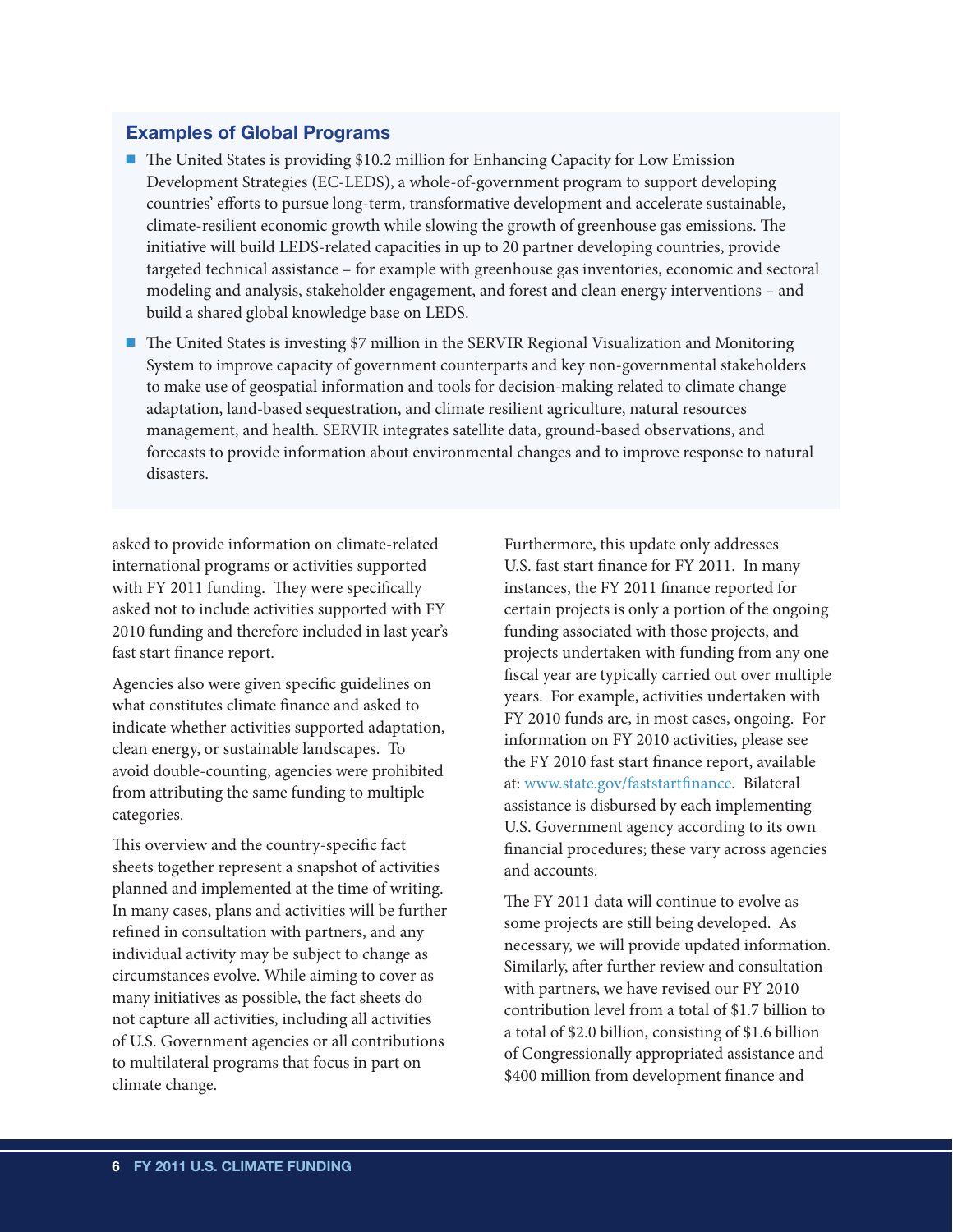### Examples of Global Programs

- The United States is providing $10.2 million for Enhancing Capacity for Low Emission Development Strategies (EC-LEDS), a whole-of-government program to support developing countries' efforts to pursue long-term, transformative development and accelerate sustainable, climate-resilient economic growth while slowing the growth of greenhouse gas emissions. The initiative will build LEDS-related capacities in up to 20 partner developing countries, provide targeted technical assistance – for example with greenhouse gas inventories, economic and sectoral modeling and analysis, stakeholder engagement, and forest and clean energy interventions – and build a shared global knowledge base on LEDS.
- The United States is investing $7 million in the SERVIR Regional Visualization and Monitoring System to improve capacity of government counterparts and key non-governmental stakeholders to make use of geospatial information and tools for decision-making related to climate change adaptation, land-based sequestration, and climate resilient agriculture, natural resources management, and health. SERVIR integrates satellite data, ground-based observations, and forecasts to provide information about environmental changes and to improve response to natural disasters.

asked to provide information on climate-related international programs or activities supported with FY 2011 funding. They were specifically asked not to include activities supported with FY 2010 funding and therefore included in last year's fast start finance report.

Agencies also were given specific guidelines on what constitutes climate finance and asked to indicate whether activities supported adaptation, clean energy, or sustainable landscapes. To avoid double-counting, agencies were prohibited from attributing the same funding to multiple categories.

This overview and the country-specific fact sheets together represent a snapshot of activities planned and implemented at the time of writing. In many cases, plans and activities will be further refined in consultation with partners, and any individual activity may be subject to change as circumstances evolve. While aiming to cover as many initiatives as possible, the fact sheets do not capture all activities, including all activities of U.S. Government agencies or all contributions to multilateral programs that focus in part on climate change.

Furthermore, this update only addresses U.S. fast start finance for FY 2011. In many instances, the FY 2011 finance reported for certain projects is only a portion of the ongoing funding associated with those projects, and projects undertaken with funding from any one fiscal year are typically carried out over multiple years. For example, activities undertaken with FY 2010 funds are, in most cases, ongoing. For information on FY 2010 activities, please see the FY 2010 fast start finance report, available at: www.state.gov/faststartfinance. Bilateral assistance is disbursed by each implementing U.S. Government agency according to its own financial procedures; these vary across agencies and accounts.

The FY 2011 data will continue to evolve as some projects are still being developed. As necessary, we will provide updated information. Similarly, after further review and consultation with partners, we have revised our FY 2010 contribution level from a total of $1.7 billion to a total of $2.0 billion, consisting of $1.6 billion of Congressionally appropriated assistance and $400 million from development finance and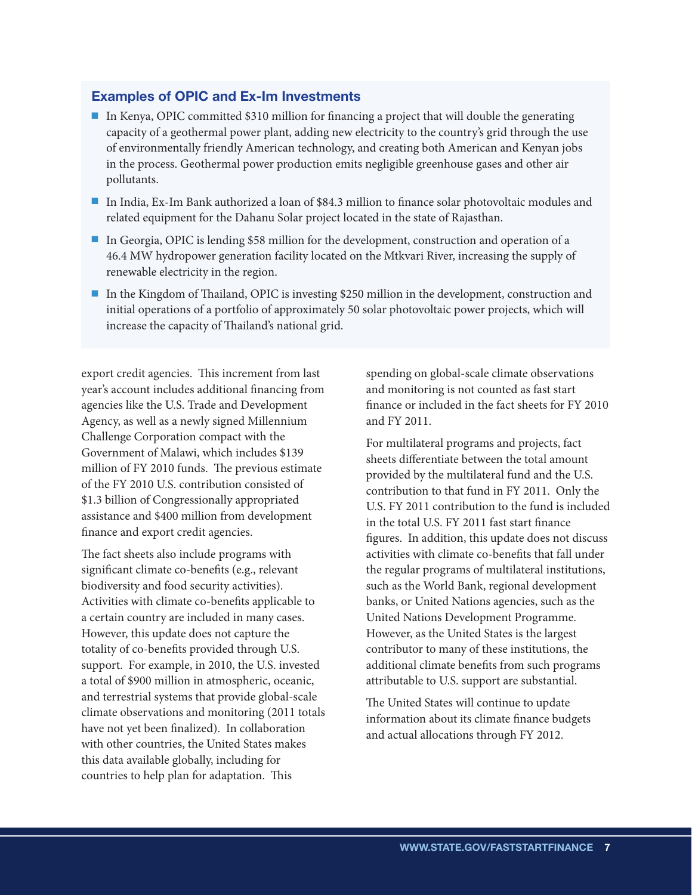### Examples of OPIC and Ex-Im Investments

- In Kenya, OPIC committed $310 million for financing a project that will double the generating capacity of a geothermal power plant, adding new electricity to the country's grid through the use of environmentally friendly American technology, and creating both American and Kenyan jobs in the process. Geothermal power production emits negligible greenhouse gases and other air pollutants.
- In India, Ex-Im Bank authorized a loan of $84.3 million to finance solar photovoltaic modules and related equipment for the Dahanu Solar project located in the state of Rajasthan.
- In Georgia, OPIC is lending $58 million for the development, construction and operation of a 46.4 MW hydropower generation facility located on the Mtkvari River, increasing the supply of renewable electricity in the region.
- In the Kingdom of Thailand, OPIC is investing $250 million in the development, construction and initial operations of a portfolio of approximately 50 solar photovoltaic power projects, which will increase the capacity of Thailand's national grid.

export credit agencies. This increment from last year's account includes additional financing from agencies like the U.S. Trade and Development Agency, as well as a newly signed Millennium Challenge Corporation compact with the Government of Malawi, which includes $139 million of FY 2010 funds. The previous estimate of the FY 2010 U.S. contribution consisted of $1.3 billion of Congressionally appropriated assistance and $400 million from development finance and export credit agencies.

The fact sheets also include programs with significant climate co-benefits (e.g., relevant biodiversity and food security activities). Activities with climate co-benefits applicable to a certain country are included in many cases. However, this update does not capture the totality of co-benefits provided through U.S. support. For example, in 2010, the U.S. invested a total of $900 million in atmospheric, oceanic, and terrestrial systems that provide global-scale climate observations and monitoring (2011 totals have not yet been finalized). In collaboration with other countries, the United States makes this data available globally, including for countries to help plan for adaptation. This spending on global-scale climate observations and monitoring is not counted as fast start finance or included in the fact sheets for FY 2010 and FY 2011.

For multilateral programs and projects, fact sheets differentiate between the total amount provided by the multilateral fund and the U.S. contribution to that fund in FY 2011. Only the U.S. FY 2011 contribution to the fund is included in the total U.S. FY 2011 fast start finance figures. In addition, this update does not discuss activities with climate co-benefits that fall under the regular programs of multilateral institutions, such as the World Bank, regional development banks, or United Nations agencies, such as the United Nations Development Programme. However, as the United States is the largest contributor to many of these institutions, the additional climate benefits from such programs attributable to U.S. support are substantial.

The United States will continue to update information about its climate finance budgets and actual allocations through FY 2012.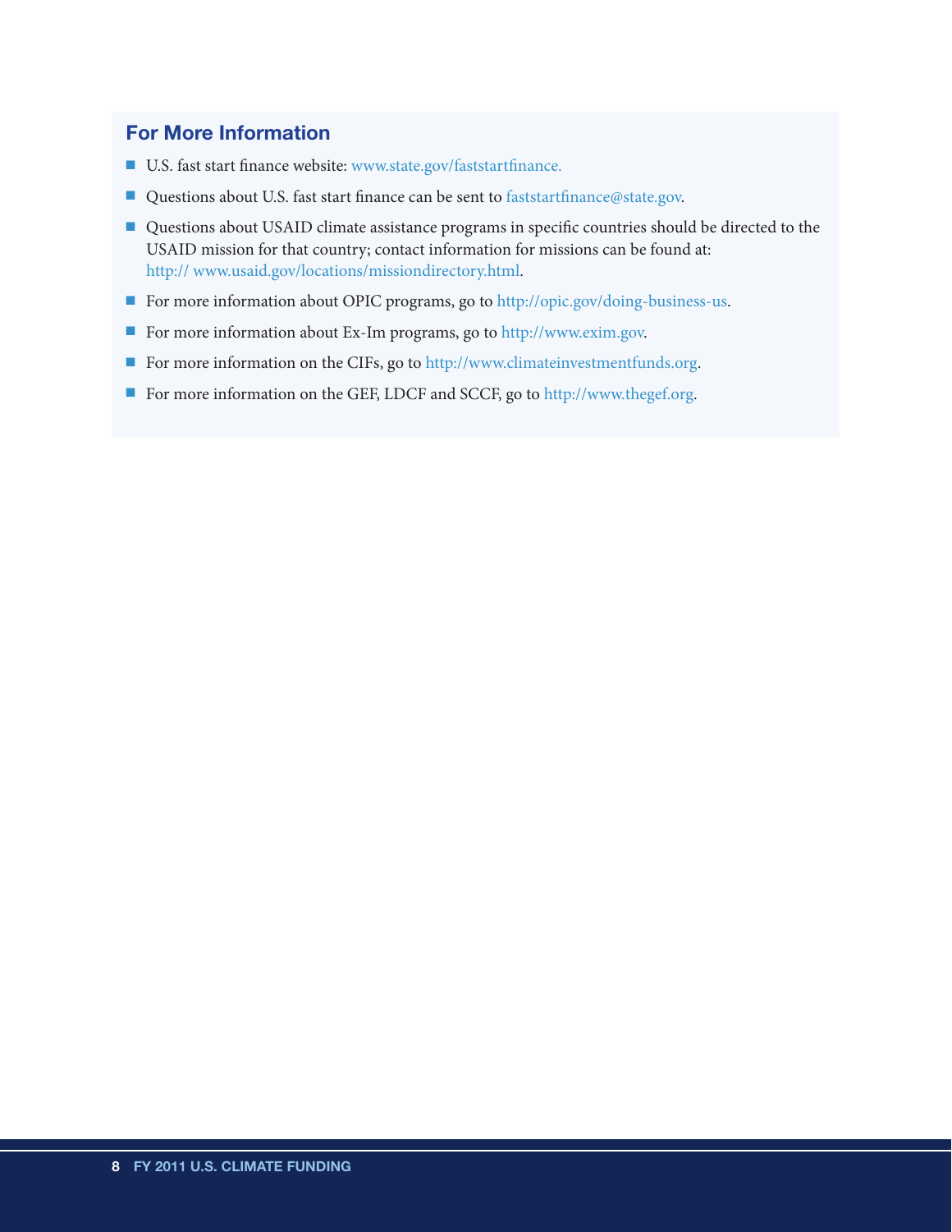## For More Information

- U.S. fast start finance website: www.state.gov/faststartfinance.
- Questions about U.S. fast start finance can be sent to faststartfinance@state.gov.
- Questions about USAID climate assistance programs in specific countries should be directed to the USAID mission for that country; contact information for missions can be found at: http:// www.usaid.gov/locations/missiondirectory.html.
- For more information about OPIC programs, go to http://opic.gov/doing-business-us.
- For more information about Ex-Im programs, go to http://www.exim.gov.
- For more information on the CIFs, go to http://www.climateinvestmentfunds.org.
- For more information on the GEF, LDCF and SCCF, go to http://www.thegef.org.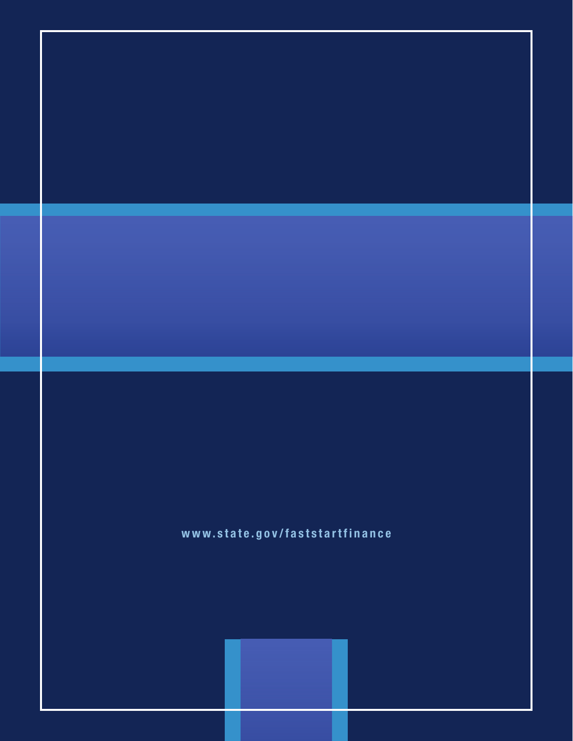www.state.gov/faststartfinance